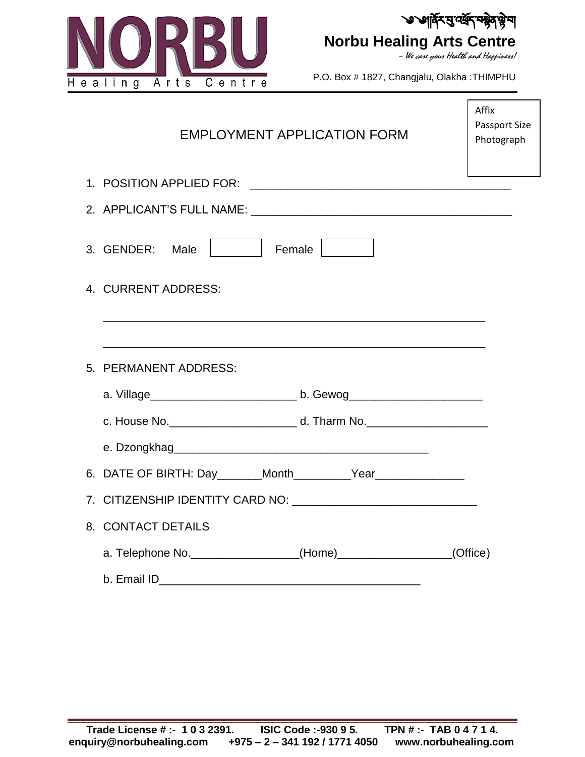# NORBU

Healing Arts Centre

ཀྱི་གསོར་བྱ་འཛོད་བསྟེན་སྐྱེལ

**Norbu Healing Arts Centre**

*– We care your Health and Happiness!*

P.O. Box # 1827, Changjalu, Olakha :THIMPHU

## EMPLOYMENT APPLICATION FORM

Affix Passport Size Photograph

1. POSITION APPLIED FOR: ________________________________________
2. APPLICANT'S FULL NAME: ________________________________________
3. GENDER: Male [ ] Female [ ]
4. CURRENT ADDRESS:

   ____________________________________________________________

   ____________________________________________________________

5. PERMANENT ADDRESS:

   a. Village_______________________ b. Gewog_____________________

   c. House No.___________________ d. Tharm No.___________________

   e. Dzongkhag_________________________________________

6. DATE OF BIRTH: Day_______Month_________Year______________
7. CITIZENSHIP IDENTITY CARD NO: ____________________________
8. CONTACT DETAILS

   a. Telephone No._________________(Home)_________________(Office)

   b. Email ID________________________________________

**Trade License # :- 1 0 3 2391. ISIC Code :-930 9 5. TPN # :- TAB 0 4 7 1 4.**
**enquiry@norbuhealing.com +975 – 2 – 341 192 / 1771 4050 www.norbuhealing.com**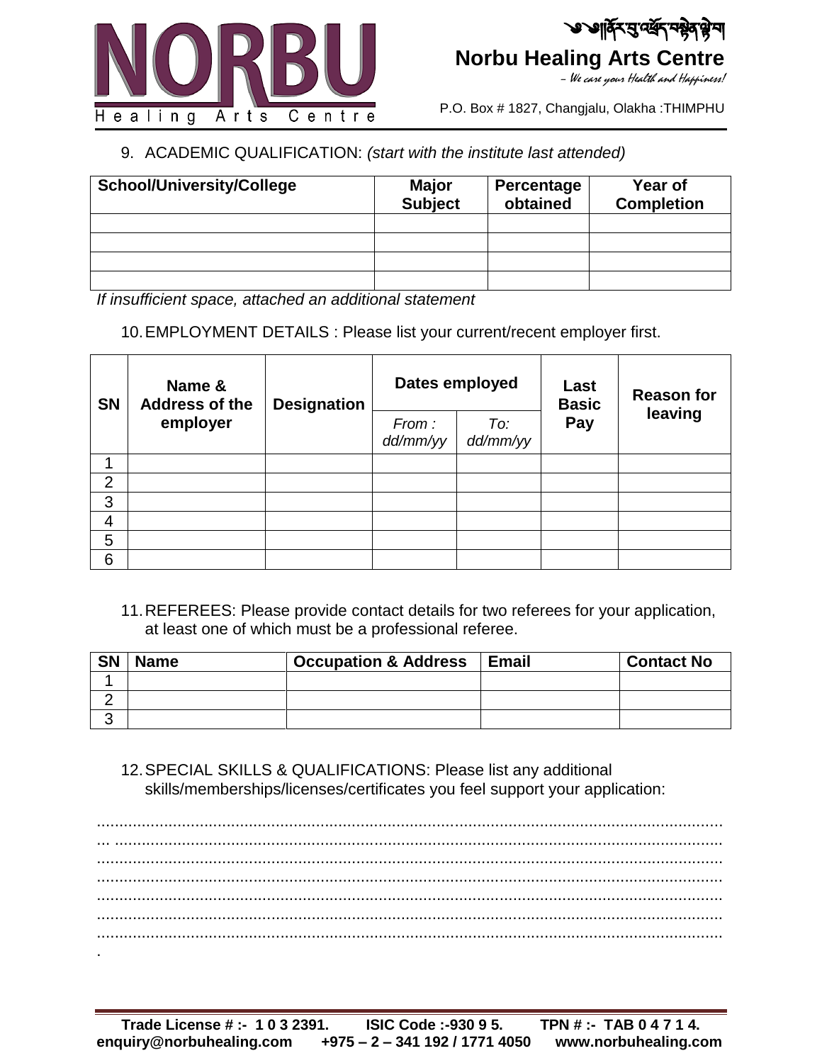9. ACADEMIC QUALIFICATION: *(start with the institute last attended)*

| School/University/College | Major Subject | Percentage obtained | Year of Completion |
|---|---|---|---|
| | | | |
| | | | |
| | | | |
| | | | |

*If insufficient space, attached an additional statement*

10. EMPLOYMENT DETAILS : Please list your current/recent employer first.

| SN | Name & Address of the employer | Designation | Dates employed | | Last Basic Pay | Reason for leaving |
|---|---|---|---|---|---|---|
| | | | *From : dd/mm/yy* | *To: dd/mm/yy* | | |
| 1 | | | | | | |
| 2 | | | | | | |
| 3 | | | | | | |
| 4 | | | | | | |
| 5 | | | | | | |
| 6 | | | | | | |

11. REFEREES: Please provide contact details for two referees for your application, at least one of which must be a professional referee.

| SN | Name | Occupation & Address | Email | Contact No |
|---|---|---|---|---|
| 1 | | | | |
| 2 | | | | |
| 3 | | | | |

12. SPECIAL SKILLS & QUALIFICATIONS: Please list any additional skills/memberships/licenses/certificates you feel support your application:

.............................................................................................................................................
... ..........................................................................................................................................
.............................................................................................................................................
.............................................................................................................................................
.............................................................................................................................................
.............................................................................................................................................
.............................................................................................................................................
.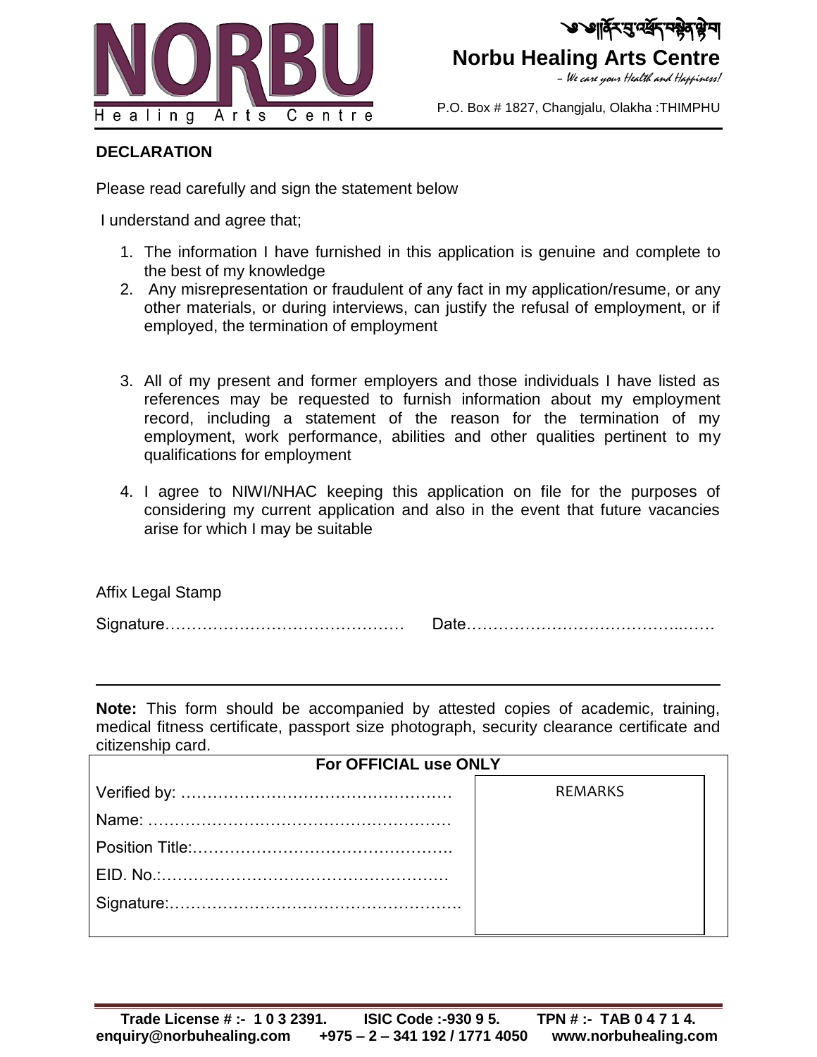# DECLARATION

Please read carefully and sign the statement below

I understand and agree that;

1. The information I have furnished in this application is genuine and complete to the best of my knowledge
2. Any misrepresentation or fraudulent of any fact in my application/resume, or any other materials, or during interviews, can justify the refusal of employment, or if employed, the termination of employment
3. All of my present and former employers and those individuals I have listed as references may be requested to furnish information about my employment record, including a statement of the reason for the termination of my employment, work performance, abilities and other qualities pertinent to my qualifications for employment
4. I agree to NIWI/NHAC keeping this application on file for the purposes of considering my current application and also in the event that future vacancies arise for which I may be suitable

Affix Legal Stamp

Signature……………………………………… Date……………………………………

---

**Note:** This form should be accompanied by attested copies of academic, training, medical fitness certificate, passport size photograph, security clearance certificate and citizenship card.

**For OFFICIAL use ONLY**

| | |
|---|---|
| Verified by: …………………………………………… | REMARKS |
| Name: ………………………………………………… | |
| Position Title:…………………………………………. | |
| EID. No.:……………………………………………… | |
| Signature:………………………………………………. | |